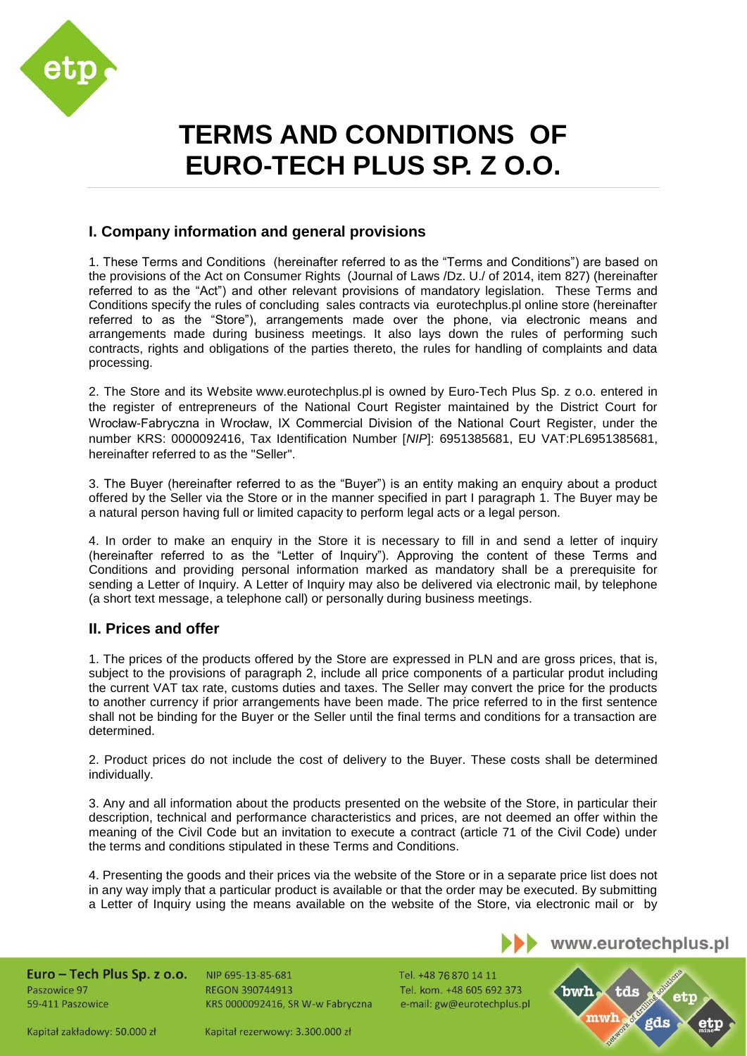# TERMS AND CONDITIONS OF EURO-TECH PLUS SP. Z O.O.

## I. Company information and general provisions

1. These Terms and Conditions (hereinafter referred to as the "Terms and Conditions") are based on the provisions of the Act on Consumer Rights (Journal of Laws /Dz. U./ of 2014, item 827) (hereinafter referred to as the "Act") and other relevant provisions of mandatory legislation. These Terms and Conditions specify the rules of concluding sales contracts via eurotechplus.pl online store (hereinafter referred to as the "Store"), arrangements made over the phone, via electronic means and arrangements made during business meetings. It also lays down the rules of performing such contracts, rights and obligations of the parties thereto, the rules for handling of complaints and data processing.

2. The Store and its Website www.eurotechplus.pl is owned by Euro-Tech Plus Sp. z o.o. entered in the register of entrepreneurs of the National Court Register maintained by the District Court for Wrocław-Fabryczna in Wrocław, IX Commercial Division of the National Court Register, under the number KRS: 0000092416, Tax Identification Number [*NIP*]: 6951385681, EU VAT:PL6951385681, hereinafter referred to as the "Seller".

3. The Buyer (hereinafter referred to as the "Buyer") is an entity making an enquiry about a product offered by the Seller via the Store or in the manner specified in part I paragraph 1. The Buyer may be a natural person having full or limited capacity to perform legal acts or a legal person.

4. In order to make an enquiry in the Store it is necessary to fill in and send a letter of inquiry (hereinafter referred to as the "Letter of Inquiry"). Approving the content of these Terms and Conditions and providing personal information marked as mandatory shall be a prerequisite for sending a Letter of Inquiry. A Letter of Inquiry may also be delivered via electronic mail, by telephone (a short text message, a telephone call) or personally during business meetings.

## II. Prices and offer

1. The prices of the products offered by the Store are expressed in PLN and are gross prices, that is, subject to the provisions of paragraph 2, include all price components of a particular produt including the current VAT tax rate, customs duties and taxes. The Seller may convert the price for the products to another currency if prior arrangements have been made. The price referred to in the first sentence shall not be binding for the Buyer or the Seller until the final terms and conditions for a transaction are determined.

2. Product prices do not include the cost of delivery to the Buyer. These costs shall be determined individually.

3. Any and all information about the products presented on the website of the Store, in particular their description, technical and performance characteristics and prices, are not deemed an offer within the meaning of the Civil Code but an invitation to execute a contract (article 71 of the Civil Code) under the terms and conditions stipulated in these Terms and Conditions.

4. Presenting the goods and their prices via the website of the Store or in a separate price list does not in any way imply that a particular product is available or that the order may be executed. By submitting a Letter of Inquiry using the means available on the website of the Store, via electronic mail or by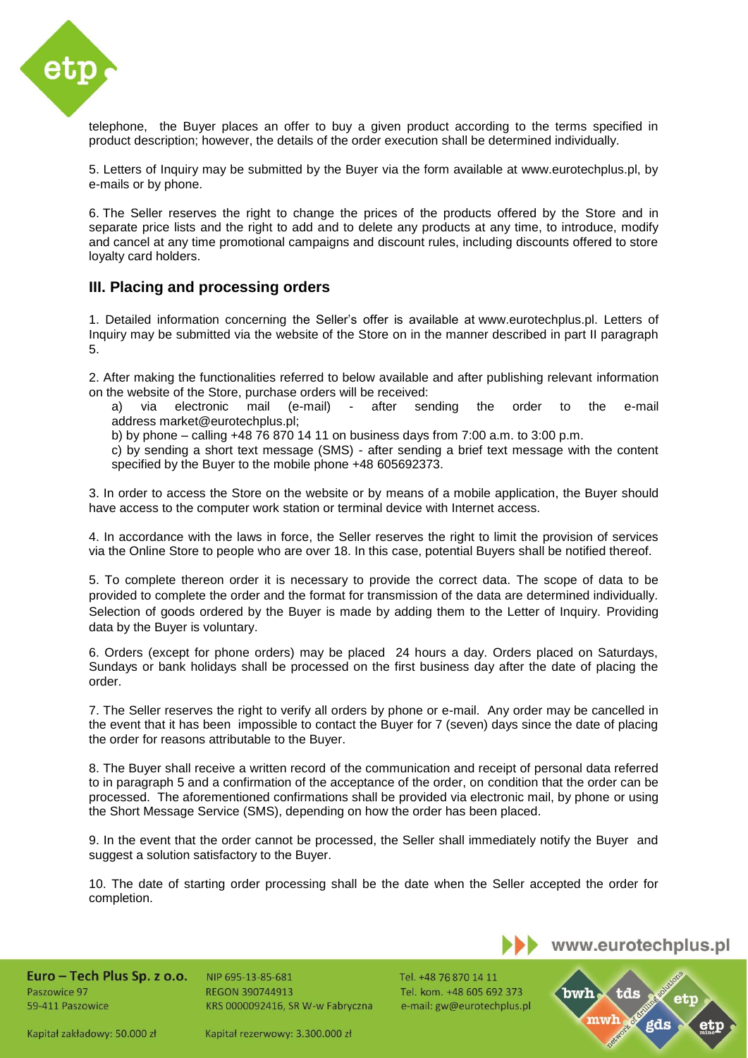telephone, the Buyer places an offer to buy a given product according to the terms specified in product description; however, the details of the order execution shall be determined individually.

5. Letters of Inquiry may be submitted by the Buyer via the form available at www.eurotechplus.pl, by e-mails or by phone.

6. The Seller reserves the right to change the prices of the products offered by the Store and in separate price lists and the right to add and to delete any products at any time, to introduce, modify and cancel at any time promotional campaigns and discount rules, including discounts offered to store loyalty card holders.

### III. Placing and processing orders

1. Detailed information concerning the Seller's offer is available at www.eurotechplus.pl. Letters of Inquiry may be submitted via the website of the Store on in the manner described in part II paragraph 5.

2. After making the functionalities referred to below available and after publishing relevant information on the website of the Store, purchase orders will be received:
   a) via electronic mail (e-mail) - after sending the order to the e-mail address market@eurotechplus.pl;
   b) by phone – calling +48 76 870 14 11 on business days from 7:00 a.m. to 3:00 p.m.
   c) by sending a short text message (SMS) - after sending a brief text message with the content specified by the Buyer to the mobile phone +48 605692373.

3. In order to access the Store on the website or by means of a mobile application, the Buyer should have access to the computer work station or terminal device with Internet access.

4. In accordance with the laws in force, the Seller reserves the right to limit the provision of services via the Online Store to people who are over 18. In this case, potential Buyers shall be notified thereof.

5. To complete thereon order it is necessary to provide the correct data. The scope of data to be provided to complete the order and the format for transmission of the data are determined individually. Selection of goods ordered by the Buyer is made by adding them to the Letter of Inquiry. Providing data by the Buyer is voluntary.

6. Orders (except for phone orders) may be placed 24 hours a day. Orders placed on Saturdays, Sundays or bank holidays shall be processed on the first business day after the date of placing the order.

7. The Seller reserves the right to verify all orders by phone or e-mail. Any order may be cancelled in the event that it has been impossible to contact the Buyer for 7 (seven) days since the date of placing the order for reasons attributable to the Buyer.

8. The Buyer shall receive a written record of the communication and receipt of personal data referred to in paragraph 5 and a confirmation of the acceptance of the order, on condition that the order can be processed. The aforementioned confirmations shall be provided via electronic mail, by phone or using the Short Message Service (SMS), depending on how the order has been placed.

9. In the event that the order cannot be processed, the Seller shall immediately notify the Buyer and suggest a solution satisfactory to the Buyer.

10. The date of starting order processing shall be the date when the Seller accepted the order for completion.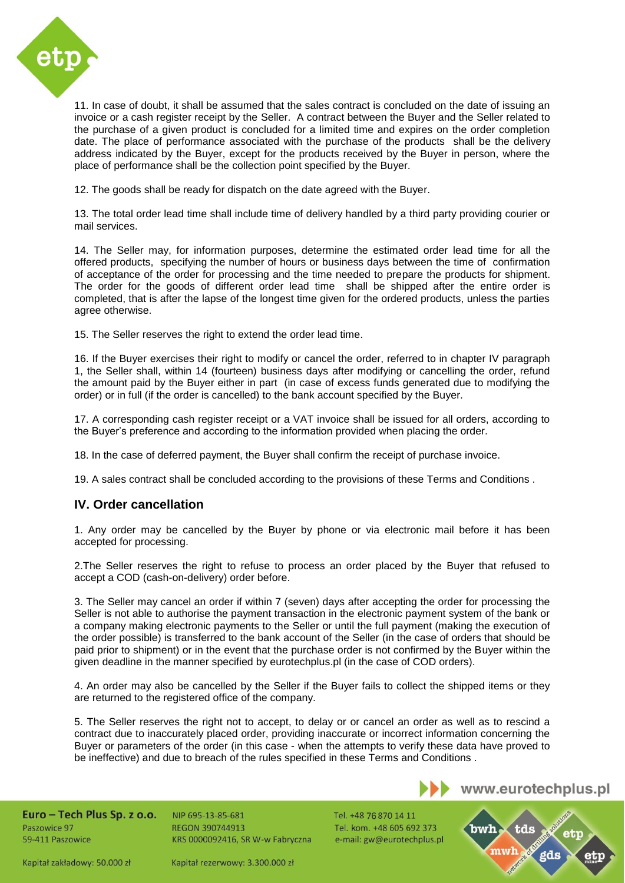11. In case of doubt, it shall be assumed that the sales contract is concluded on the date of issuing an invoice or a cash register receipt by the Seller. A contract between the Buyer and the Seller related to the purchase of a given product is concluded for a limited time and expires on the order completion date. The place of performance associated with the purchase of the products shall be the delivery address indicated by the Buyer, except for the products received by the Buyer in person, where the place of performance shall be the collection point specified by the Buyer.

12. The goods shall be ready for dispatch on the date agreed with the Buyer.

13. The total order lead time shall include time of delivery handled by a third party providing courier or mail services.

14. The Seller may, for information purposes, determine the estimated order lead time for all the offered products, specifying the number of hours or business days between the time of confirmation of acceptance of the order for processing and the time needed to prepare the products for shipment. The order for the goods of different order lead time shall be shipped after the entire order is completed, that is after the lapse of the longest time given for the ordered products, unless the parties agree otherwise.

15. The Seller reserves the right to extend the order lead time.

16. If the Buyer exercises their right to modify or cancel the order, referred to in chapter IV paragraph 1, the Seller shall, within 14 (fourteen) business days after modifying or cancelling the order, refund the amount paid by the Buyer either in part (in case of excess funds generated due to modifying the order) or in full (if the order is cancelled) to the bank account specified by the Buyer.

17. A corresponding cash register receipt or a VAT invoice shall be issued for all orders, according to the Buyer's preference and according to the information provided when placing the order.

18. In the case of deferred payment, the Buyer shall confirm the receipt of purchase invoice.

19. A sales contract shall be concluded according to the provisions of these Terms and Conditions .

## IV. Order cancellation

1. Any order may be cancelled by the Buyer by phone or via electronic mail before it has been accepted for processing.

2.The Seller reserves the right to refuse to process an order placed by the Buyer that refused to accept a COD (cash-on-delivery) order before.

3. The Seller may cancel an order if within 7 (seven) days after accepting the order for processing the Seller is not able to authorise the payment transaction in the electronic payment system of the bank or a company making electronic payments to the Seller or until the full payment (making the execution of the order possible) is transferred to the bank account of the Seller (in the case of orders that should be paid prior to shipment) or in the event that the purchase order is not confirmed by the Buyer within the given deadline in the manner specified by eurotechplus.pl (in the case of COD orders).

4. An order may also be cancelled by the Seller if the Buyer fails to collect the shipped items or they are returned to the registered office of the company.

5. The Seller reserves the right not to accept, to delay or or cancel an order as well as to rescind a contract due to inaccurately placed order, providing inaccurate or incorrect information concerning the Buyer or parameters of the order (in this case - when the attempts to verify these data have proved to be ineffective) and due to breach of the rules specified in these Terms and Conditions .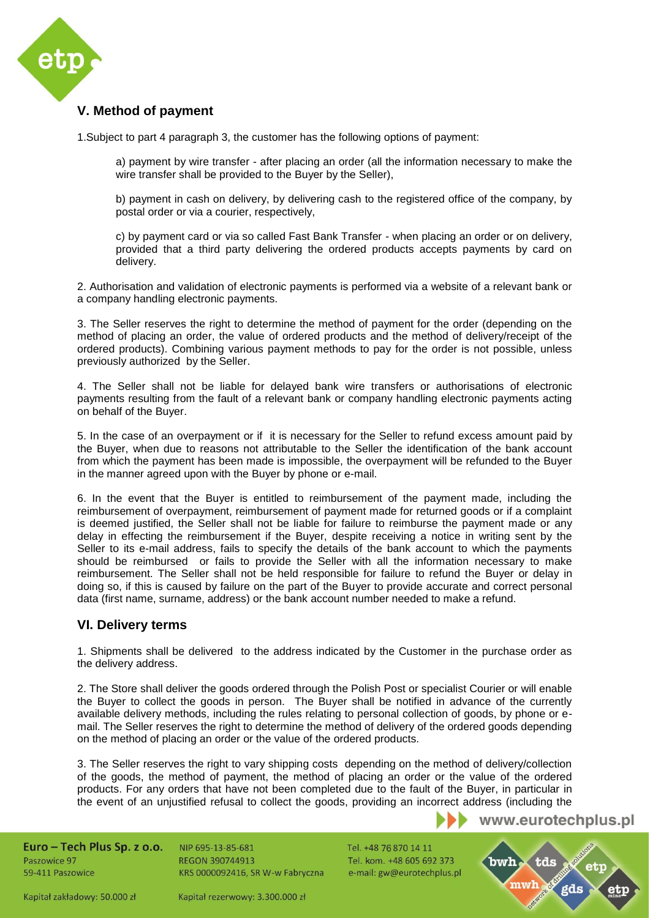## V. Method of payment

1.Subject to part 4 paragraph 3, the customer has the following options of payment:

a) payment by wire transfer - after placing an order (all the information necessary to make the wire transfer shall be provided to the Buyer by the Seller),

b) payment in cash on delivery, by delivering cash to the registered office of the company, by postal order or via a courier, respectively,

c) by payment card or via so called Fast Bank Transfer - when placing an order or on delivery, provided that a third party delivering the ordered products accepts payments by card on delivery.

2. Authorisation and validation of electronic payments is performed via a website of a relevant bank or a company handling electronic payments.

3. The Seller reserves the right to determine the method of payment for the order (depending on the method of placing an order, the value of ordered products and the method of delivery/receipt of the ordered products). Combining various payment methods to pay for the order is not possible, unless previously authorized by the Seller.

4. The Seller shall not be liable for delayed bank wire transfers or authorisations of electronic payments resulting from the fault of a relevant bank or company handling electronic payments acting on behalf of the Buyer.

5. In the case of an overpayment or if it is necessary for the Seller to refund excess amount paid by the Buyer, when due to reasons not attributable to the Seller the identification of the bank account from which the payment has been made is impossible, the overpayment will be refunded to the Buyer in the manner agreed upon with the Buyer by phone or e-mail.

6. In the event that the Buyer is entitled to reimbursement of the payment made, including the reimbursement of overpayment, reimbursement of payment made for returned goods or if a complaint is deemed justified, the Seller shall not be liable for failure to reimburse the payment made or any delay in effecting the reimbursement if the Buyer, despite receiving a notice in writing sent by the Seller to its e-mail address, fails to specify the details of the bank account to which the payments should be reimbursed or fails to provide the Seller with all the information necessary to make reimbursement. The Seller shall not be held responsible for failure to refund the Buyer or delay in doing so, if this is caused by failure on the part of the Buyer to provide accurate and correct personal data (first name, surname, address) or the bank account number needed to make a refund.

## VI. Delivery terms

1. Shipments shall be delivered to the address indicated by the Customer in the purchase order as the delivery address.

2. The Store shall deliver the goods ordered through the Polish Post or specialist Courier or will enable the Buyer to collect the goods in person. The Buyer shall be notified in advance of the currently available delivery methods, including the rules relating to personal collection of goods, by phone or e-mail. The Seller reserves the right to determine the method of delivery of the ordered goods depending on the method of placing an order or the value of the ordered products.

3. The Seller reserves the right to vary shipping costs depending on the method of delivery/collection of the goods, the method of payment, the method of placing an order or the value of the ordered products. For any orders that have not been completed due to the fault of the Buyer, in particular in the event of an unjustified refusal to collect the goods, providing an incorrect address (including the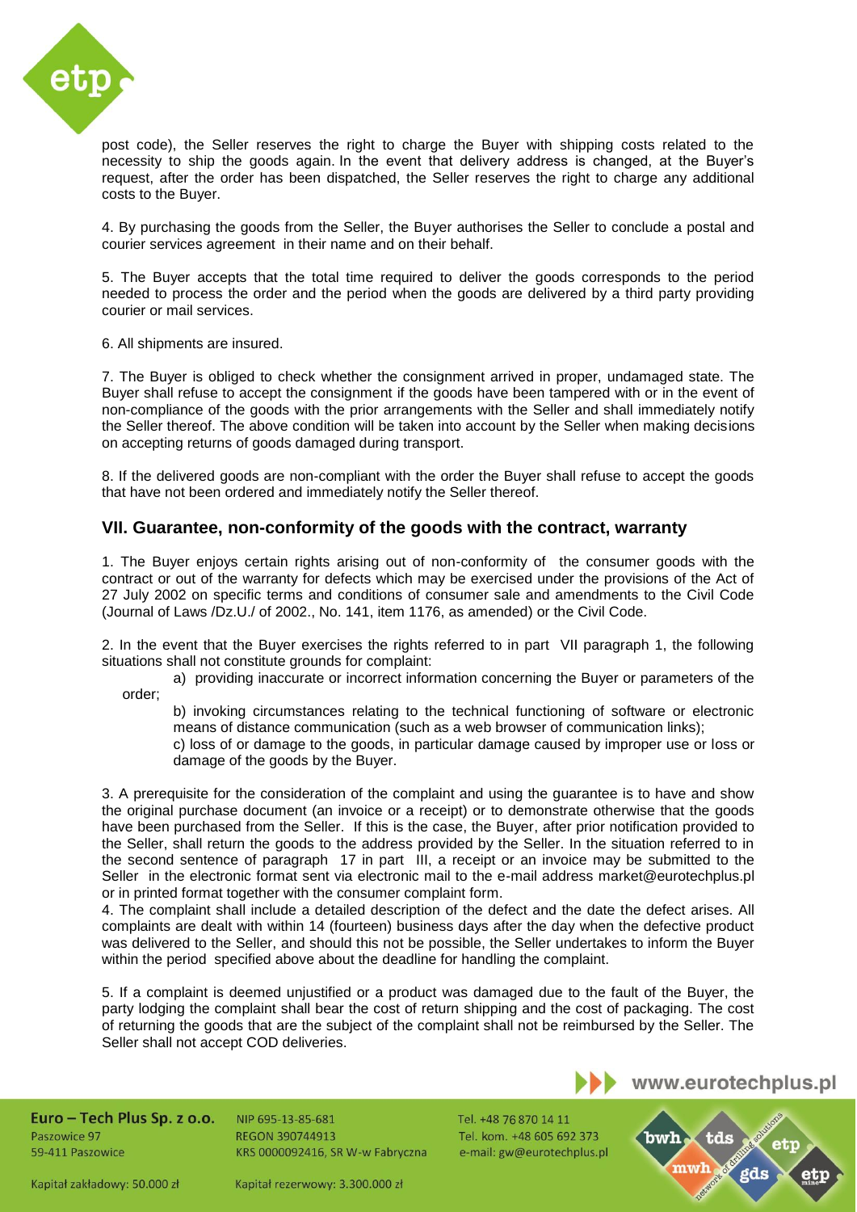post code), the Seller reserves the right to charge the Buyer with shipping costs related to the necessity to ship the goods again. In the event that delivery address is changed, at the Buyer's request, after the order has been dispatched, the Seller reserves the right to charge any additional costs to the Buyer.

4. By purchasing the goods from the Seller, the Buyer authorises the Seller to conclude a postal and courier services agreement in their name and on their behalf.

5. The Buyer accepts that the total time required to deliver the goods corresponds to the period needed to process the order and the period when the goods are delivered by a third party providing courier or mail services.

6. All shipments are insured.

7. The Buyer is obliged to check whether the consignment arrived in proper, undamaged state. The Buyer shall refuse to accept the consignment if the goods have been tampered with or in the event of non-compliance of the goods with the prior arrangements with the Seller and shall immediately notify the Seller thereof. The above condition will be taken into account by the Seller when making decisions on accepting returns of goods damaged during transport.

8. If the delivered goods are non-compliant with the order the Buyer shall refuse to accept the goods that have not been ordered and immediately notify the Seller thereof.

## VII. Guarantee, non-conformity of the goods with the contract, warranty

1. The Buyer enjoys certain rights arising out of non-conformity of the consumer goods with the contract or out of the warranty for defects which may be exercised under the provisions of the Act of 27 July 2002 on specific terms and conditions of consumer sale and amendments to the Civil Code (Journal of Laws /Dz.U./ of 2002., No. 141, item 1176, as amended) or the Civil Code.

2. In the event that the Buyer exercises the rights referred to in part VII paragraph 1, the following situations shall not constitute grounds for complaint:

a) providing inaccurate or incorrect information concerning the Buyer or parameters of the order;

b) invoking circumstances relating to the technical functioning of software or electronic means of distance communication (such as a web browser of communication links);

c) loss of or damage to the goods, in particular damage caused by improper use or loss or damage of the goods by the Buyer.

3. A prerequisite for the consideration of the complaint and using the guarantee is to have and show the original purchase document (an invoice or a receipt) or to demonstrate otherwise that the goods have been purchased from the Seller. If this is the case, the Buyer, after prior notification provided to the Seller, shall return the goods to the address provided by the Seller. In the situation referred to in the second sentence of paragraph 17 in part III, a receipt or an invoice may be submitted to the Seller in the electronic format sent via electronic mail to the e-mail address market@eurotechplus.pl or in printed format together with the consumer complaint form.

4. The complaint shall include a detailed description of the defect and the date the defect arises. All complaints are dealt with within 14 (fourteen) business days after the day when the defective product was delivered to the Seller, and should this not be possible, the Seller undertakes to inform the Buyer within the period specified above about the deadline for handling the complaint.

5. If a complaint is deemed unjustified or a product was damaged due to the fault of the Buyer, the party lodging the complaint shall bear the cost of return shipping and the cost of packaging. The cost of returning the goods that are the subject of the complaint shall not be reimbursed by the Seller. The Seller shall not accept COD deliveries.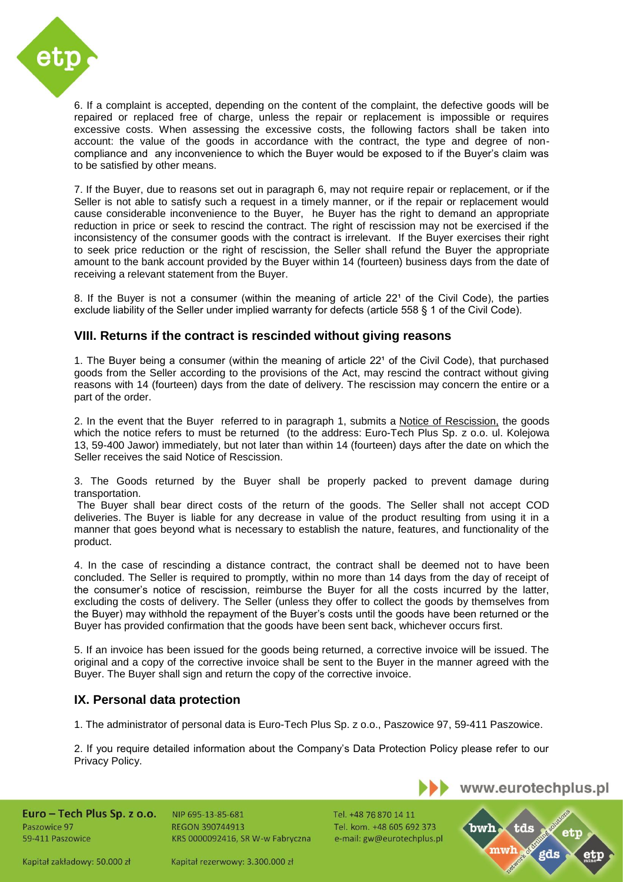6. If a complaint is accepted, depending on the content of the complaint, the defective goods will be repaired or replaced free of charge, unless the repair or replacement is impossible or requires excessive costs. When assessing the excessive costs, the following factors shall be taken into account: the value of the goods in accordance with the contract, the type and degree of non-compliance and any inconvenience to which the Buyer would be exposed to if the Buyer's claim was to be satisfied by other means.

7. If the Buyer, due to reasons set out in paragraph 6, may not require repair or replacement, or if the Seller is not able to satisfy such a request in a timely manner, or if the repair or replacement would cause considerable inconvenience to the Buyer, he Buyer has the right to demand an appropriate reduction in price or seek to rescind the contract. The right of rescission may not be exercised if the inconsistency of the consumer goods with the contract is irrelevant. If the Buyer exercises their right to seek price reduction or the right of rescission, the Seller shall refund the Buyer the appropriate amount to the bank account provided by the Buyer within 14 (fourteen) business days from the date of receiving a relevant statement from the Buyer.

8. If the Buyer is not a consumer (within the meaning of article 22¹ of the Civil Code), the parties exclude liability of the Seller under implied warranty for defects (article 558 § 1 of the Civil Code).

## VIII. Returns if the contract is rescinded without giving reasons

1. The Buyer being a consumer (within the meaning of article 22¹ of the Civil Code), that purchased goods from the Seller according to the provisions of the Act, may rescind the contract without giving reasons with 14 (fourteen) days from the date of delivery. The rescission may concern the entire or a part of the order.

2. In the event that the Buyer referred to in paragraph 1, submits a Notice of Rescission, the goods which the notice refers to must be returned (to the address: Euro-Tech Plus Sp. z o.o. ul. Kolejowa 13, 59-400 Jawor) immediately, but not later than within 14 (fourteen) days after the date on which the Seller receives the said Notice of Rescission.

3. The Goods returned by the Buyer shall be properly packed to prevent damage during transportation.
The Buyer shall bear direct costs of the return of the goods. The Seller shall not accept COD deliveries. The Buyer is liable for any decrease in value of the product resulting from using it in a manner that goes beyond what is necessary to establish the nature, features, and functionality of the product.

4. In the case of rescinding a distance contract, the contract shall be deemed not to have been concluded. The Seller is required to promptly, within no more than 14 days from the day of receipt of the consumer's notice of rescission, reimburse the Buyer for all the costs incurred by the latter, excluding the costs of delivery. The Seller (unless they offer to collect the goods by themselves from the Buyer) may withhold the repayment of the Buyer's costs until the goods have been returned or the Buyer has provided confirmation that the goods have been sent back, whichever occurs first.

5. If an invoice has been issued for the goods being returned, a corrective invoice will be issued. The original and a copy of the corrective invoice shall be sent to the Buyer in the manner agreed with the Buyer. The Buyer shall sign and return the copy of the corrective invoice.

## IX. Personal data protection

1. The administrator of personal data is Euro-Tech Plus Sp. z o.o., Paszowice 97, 59-411 Paszowice.

2. If you require detailed information about the Company's Data Protection Policy please refer to our Privacy Policy.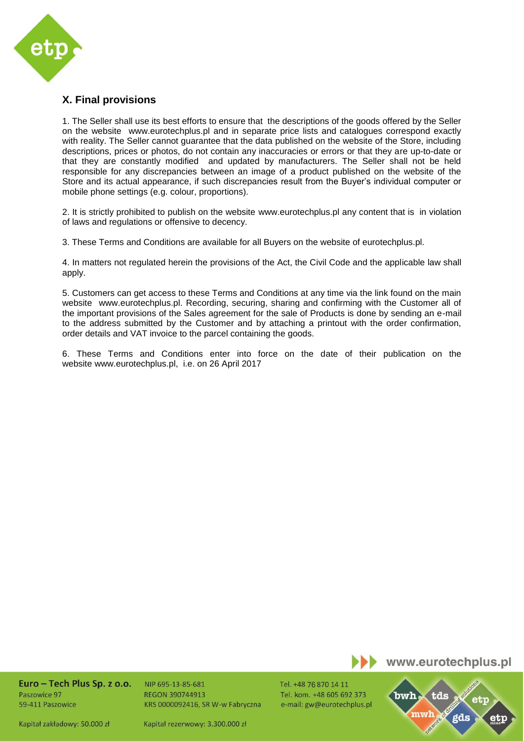## X. Final provisions

1. The Seller shall use its best efforts to ensure that the descriptions of the goods offered by the Seller on the website www.eurotechplus.pl and in separate price lists and catalogues correspond exactly with reality. The Seller cannot guarantee that the data published on the website of the Store, including descriptions, prices or photos, do not contain any inaccuracies or errors or that they are up-to-date or that they are constantly modified and updated by manufacturers. The Seller shall not be held responsible for any discrepancies between an image of a product published on the website of the Store and its actual appearance, if such discrepancies result from the Buyer's individual computer or mobile phone settings (e.g. colour, proportions).

2. It is strictly prohibited to publish on the website www.eurotechplus.pl any content that is in violation of laws and regulations or offensive to decency.

3. These Terms and Conditions are available for all Buyers on the website of eurotechplus.pl.

4. In matters not regulated herein the provisions of the Act, the Civil Code and the applicable law shall apply.

5. Customers can get access to these Terms and Conditions at any time via the link found on the main website www.eurotechplus.pl. Recording, securing, sharing and confirming with the Customer all of the important provisions of the Sales agreement for the sale of Products is done by sending an e-mail to the address submitted by the Customer and by attaching a printout with the order confirmation, order details and VAT invoice to the parcel containing the goods.

6. These Terms and Conditions enter into force on the date of their publication on the website www.eurotechplus.pl, i.e. on 26 April 2017